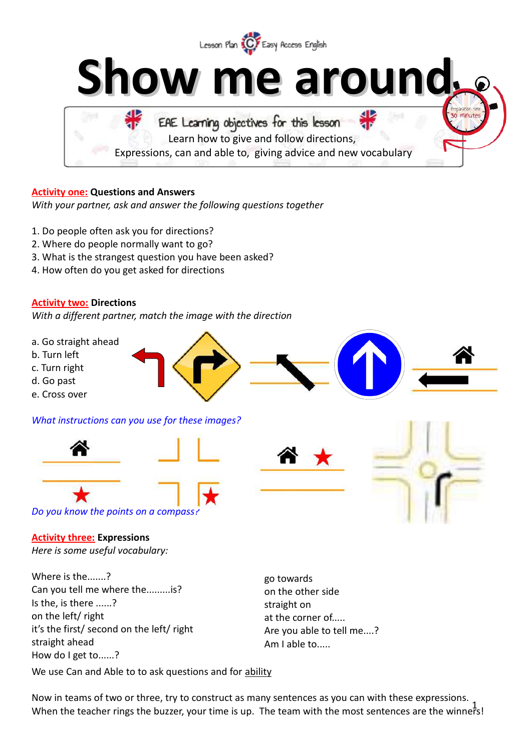Lesson Plan Easy Access English

# Show me around

Preparation time 30 minutes

**EAE Learning objectives for this lesson**

Learn how to give and follow directions,
Expressions, can and able to, giving advice and new vocabulary

## Activity one: Questions and Answers

*With your partner, ask and answer the following questions together*

1. Do people often ask you for directions?
2. Where do people normally want to go?
3. What is the strangest question you have been asked?
4. How often do you get asked for directions

## Activity two: Directions

*With a different partner, match the image with the direction*

a. Go straight ahead
b. Turn left
c. Turn right
d. Go past
e. Cross over

*What instructions can you use for these images?*

*Do you know the points on a compass?*

## Activity three: Expressions

*Here is some useful vocabulary:*

Where is the.......?
Can you tell me where the.........is?
Is the, is there ......?
on the left/ right
it's the first/ second on the left/ right
straight ahead
How do I get to......?

go towards
on the other side
straight on
at the corner of.....
Are you able to tell me....?
Am I able to.....

We use Can and Able to to ask questions and for ability

Now in teams of two or three, try to construct as many sentences as you can with these expressions.
When the teacher rings the buzzer, your time is up. The team with the most sentences are the winners!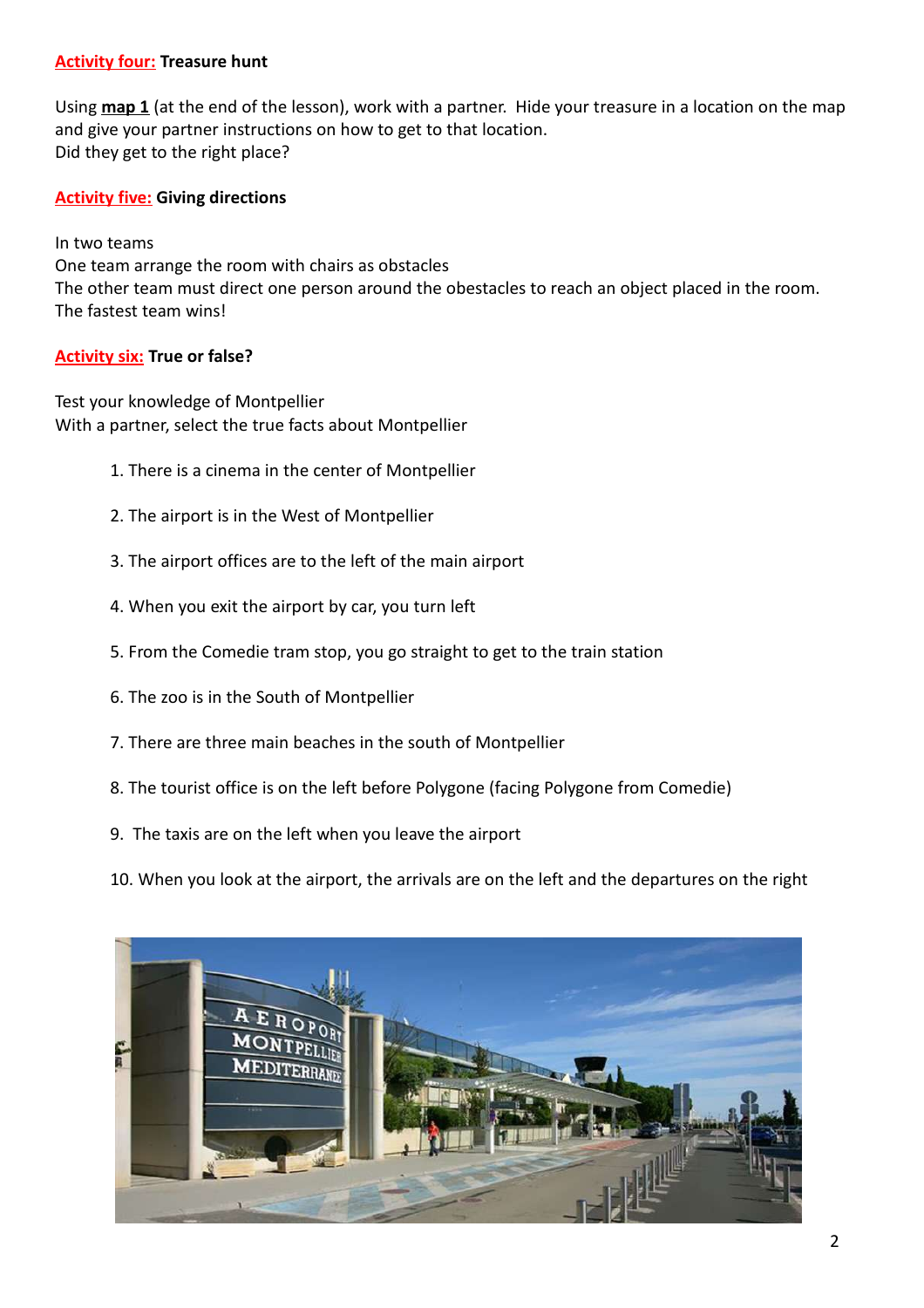**Activity four:** **Treasure hunt**

Using **map 1** (at the end of the lesson), work with a partner. Hide your treasure in a location on the map and give your partner instructions on how to get to that location.
Did they get to the right place?

**Activity five:** **Giving directions**

In two teams
One team arrange the room with chairs as obstacles
The other team must direct one person around the obestacles to reach an object placed in the room.
The fastest team wins!

**Activity six:** **True or false?**

Test your knowledge of Montpellier
With a partner, select the true facts about Montpellier

1. There is a cinema in the center of Montpellier
2. The airport is in the West of Montpellier
3. The airport offices are to the left of the main airport
4. When you exit the airport by car, you turn left
5. From the Comedie tram stop, you go straight to get to the train station
6. The zoo is in the South of Montpellier
7. There are three main beaches in the south of Montpellier
8. The tourist office is on the left before Polygone (facing Polygone from Comedie)
9. The taxis are on the left when you leave the airport
10. When you look at the airport, the arrivals are on the left and the departures on the right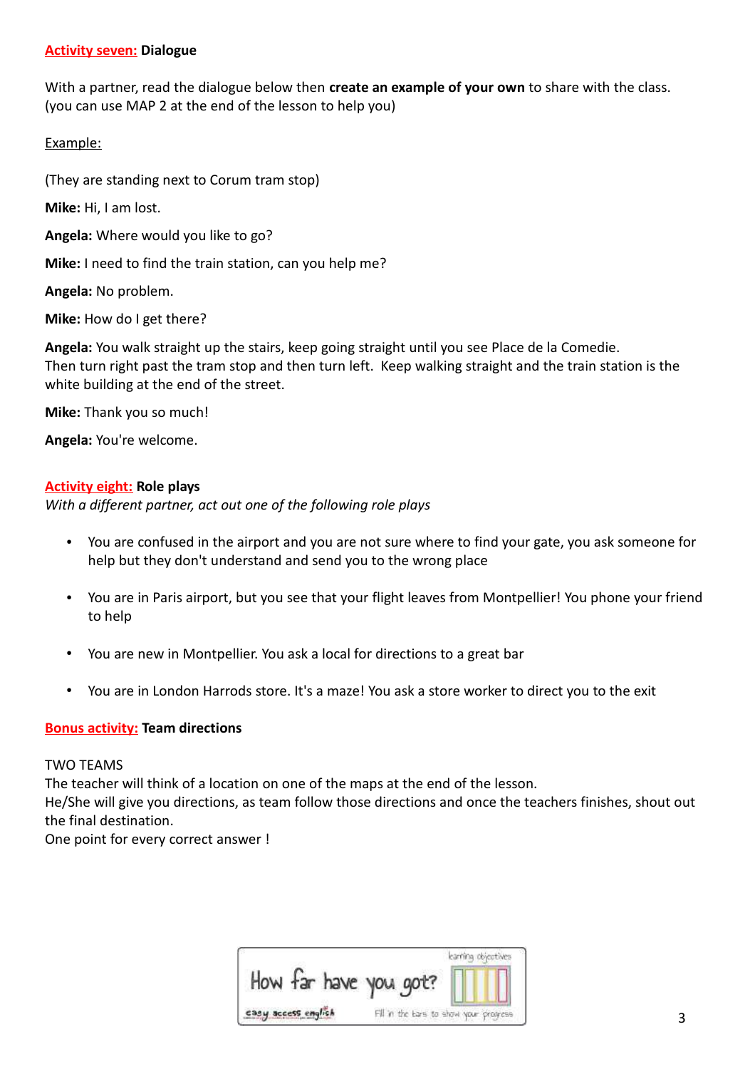**Activity seven:** **Dialogue**

With a partner, read the dialogue below then **create an example of your own** to share with the class. (you can use MAP 2 at the end of the lesson to help you)

Example:

(They are standing next to Corum tram stop)

**Mike:** Hi, I am lost.

**Angela:** Where would you like to go?

**Mike:** I need to find the train station, can you help me?

**Angela:** No problem.

**Mike:** How do I get there?

**Angela:** You walk straight up the stairs, keep going straight until you see Place de la Comedie. Then turn right past the tram stop and then turn left. Keep walking straight and the train station is the white building at the end of the street.

**Mike:** Thank you so much!

**Angela:** You're welcome.

**Activity eight:** **Role plays**

*With a different partner, act out one of the following role plays*

- You are confused in the airport and you are not sure where to find your gate, you ask someone for help but they don't understand and send you to the wrong place
- You are in Paris airport, but you see that your flight leaves from Montpellier! You phone your friend to help
- You are new in Montpellier. You ask a local for directions to a great bar
- You are in London Harrods store. It's a maze! You ask a store worker to direct you to the exit

**Bonus activity:** **Team directions**

TWO TEAMS
The teacher will think of a location on one of the maps at the end of the lesson.
He/She will give you directions, as team follow those directions and once the teachers finishes, shout out the final destination.
One point for every correct answer !

How far have you got? learning objectives
easy access english Fill in the bars to show your progress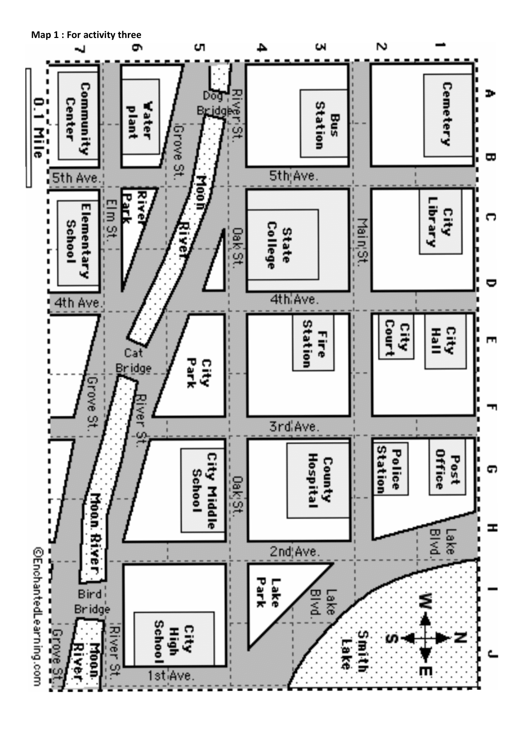**Map 1 : For activity three**

1
2
3
4
5
6
7

A
B
C
D
E
F
G
H
I
J

Cemetery
Bus Station
Dog Bridge
River St.
Grove St.
Water plant
Community Center
5th Ave.
City Library
Main St.
State College
Oak St.
Moon River
River Park
Elm St.
Elementary School
4th Ave.
City Hall
City Court
Fire Station
City Park
Cat Bridge
3rd Ave.
Post Office
Police Station
County Hospital
City Middle School
Lake Blvd.
2nd Ave.
Lake Park
City High School
Bird Bridge
1st Ave.
Smith Lake
N
S
E
W

0.1 Mile

©EnchantedLearning.com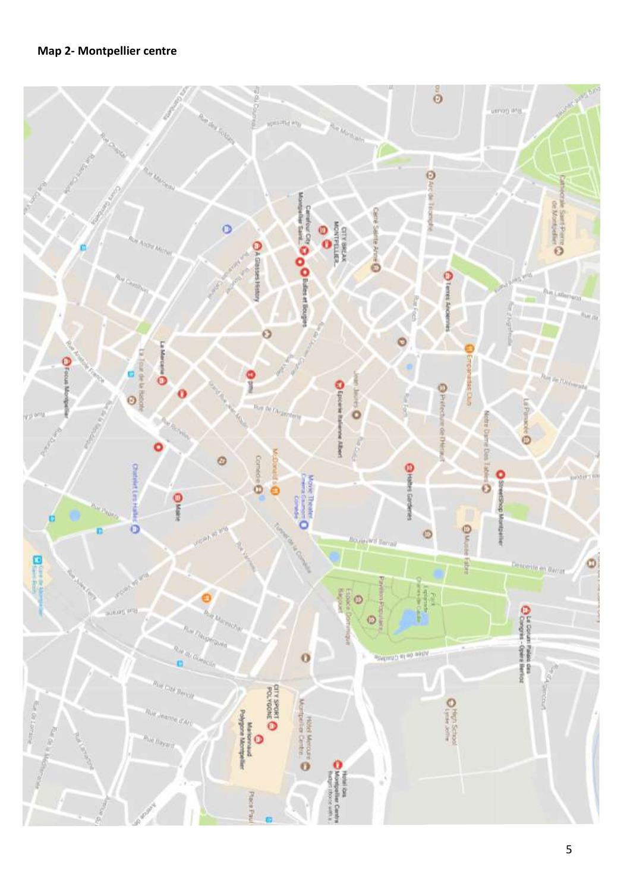**Map 2- Montpellier centre**